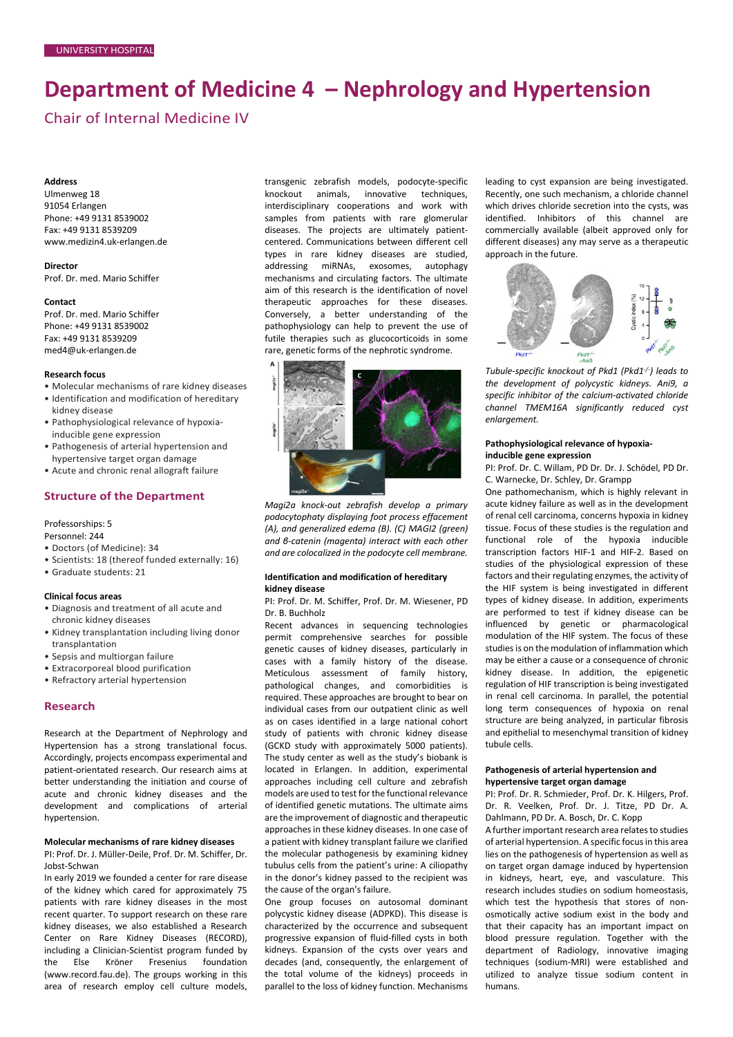UNIVERSITY HOSPITAL

# Department of Medicine 4 – Nephrology and Hypertension

## Chair of Internal Medicine IV

**Address**
Ulmenweg 18
91054 Erlangen
Phone: +49 9131 8539002
Fax: +49 9131 8539209
www.medizin4.uk-erlangen.de

**Director**
Prof. Dr. med. Mario Schiffer

**Contact**
Prof. Dr. med. Mario Schiffer
Phone: +49 9131 8539002
Fax: +49 9131 8539209
med4@uk-erlangen.de

**Research focus**

- Molecular mechanisms of rare kidney diseases
- Identification and modification of hereditary kidney disease
- Pathophysiological relevance of hypoxia-inducible gene expression
- Pathogenesis of arterial hypertension and hypertensive target organ damage
- Acute and chronic renal allograft failure

## Structure of the Department

Professorships: 5
Personnel: 244

- Doctors (of Medicine): 34
- Scientists: 18 (thereof funded externally: 16)
- Graduate students: 21

**Clinical focus areas**

- Diagnosis and treatment of all acute and chronic kidney diseases
- Kidney transplantation including living donor transplantation
- Sepsis and multiorgan failure
- Extracorporeal blood purification
- Refractory arterial hypertension

## Research

Research at the Department of Nephrology and Hypertension has a strong translational focus. Accordingly, projects encompass experimental and patient-orientated research. Our research aims at better understanding the initiation and course of acute and chronic kidney diseases and the development and complications of arterial hypertension.

### Molecular mechanisms of rare kidney diseases

PI: Prof. Dr. J. Müller-Deile, Prof. Dr. M. Schiffer, Dr. Jobst-Schwan

In early 2019 we founded a center for rare disease of the kidney which cared for approximately 75 patients with rare kidney diseases in the most recent quarter. To support research on these rare kidney diseases, we also established a Research Center on Rare Kidney Diseases (RECORD), including a Clinician-Scientist program funded by the Else Kröner Fresenius foundation (www.record.fau.de). The groups working in this area of research employ cell culture models, transgenic zebrafish models, podocyte-specific knockout animals, innovative techniques, interdisciplinary cooperations and work with samples from patients with rare glomerular diseases. The projects are ultimately patient-centered. Communications between different cell types in rare kidney diseases are studied, addressing miRNAs, exosomes, autophagy mechanisms and circulating factors. The ultimate aim of this research is the identification of novel therapeutic approaches for these diseases. Conversely, a better understanding of the pathophysiology can help to prevent the use of futile therapies such as glucocorticoids in some rare, genetic forms of the nephrotic syndrome.

*Magi2a knock-out zebrafish develop a primary podocytophaty displaying foot process effacement (A), and generalized edema (B). (C) MAGI2 (green) and β-catenin (magenta) interact with each other and are colocalized in the podocyte cell membrane.*

### Identification and modification of hereditary kidney disease

PI: Prof. Dr. M. Schiffer, Prof. Dr. M. Wiesener, PD Dr. B. Buchholz

Recent advances in sequencing technologies permit comprehensive searches for possible genetic causes of kidney diseases, particularly in cases with a family history of the disease. Meticulous assessment of family history, pathological changes, and comorbidities is required. These approaches are brought to bear on individual cases from our outpatient clinic as well as on cases identified in a large national cohort study of patients with chronic kidney disease (GCKD study with approximately 5000 patients). The study center as well as the study's biobank is located in Erlangen. In addition, experimental approaches including cell culture and zebrafish models are used to test for the functional relevance of identified genetic mutations. The ultimate aims are the improvement of diagnostic and therapeutic approaches in these kidney diseases. In one case of a patient with kidney transplant failure we clarified the molecular pathogenesis by examining kidney tubulus cells from the patient's urine: A ciliopathy in the donor's kidney passed to the recipient was the cause of the organ's failure.

One group focuses on autosomal dominant polycystic kidney disease (ADPKD). This disease is characterized by the occurrence and subsequent progressive expansion of fluid-filled cysts in both kidneys. Expansion of the cysts over years and decades (and, consequently, the enlargement of the total volume of the kidneys) proceeds in parallel to the loss of kidney function. Mechanisms leading to cyst expansion are being investigated. Recently, one such mechanism, a chloride channel which drives chloride secretion into the cysts, was identified. Inhibitors of this channel are commercially available (albeit approved only for different diseases) any may serve as a therapeutic approach in the future.

*Tubule-specific knockout of Pkd1 (Pkd1$^{-/-}$) leads to the development of polycystic kidneys. Ani9, a specific inhibitor of the calcium-activated chloride channel TMEM16A significantly reduced cyst enlargement.*

### Pathophysiological relevance of hypoxia-inducible gene expression

PI: Prof. Dr. C. Willam, PD Dr. Dr. J. Schödel, PD Dr. C. Warnecke, Dr. Schley, Dr. Grampp

One pathomechanism, which is highly relevant in acute kidney failure as well as in the development of renal cell carcinoma, concerns hypoxia in kidney tissue. Focus of these studies is the regulation and functional role of the hypoxia inducible transcription factors HIF-1 and HIF-2. Based on studies of the physiological expression of these factors and their regulating enzymes, the activity of the HIF system is being investigated in different types of kidney disease. In addition, experiments are performed to test if kidney disease can be influenced by genetic or pharmacological modulation of the HIF system. The focus of these studies is on the modulation of inflammation which may be either a cause or a consequence of chronic kidney disease. In addition, the epigenetic regulation of HIF transcription is being investigated in renal cell carcinoma. In parallel, the potential long term consequences of hypoxia on renal structure are being analyzed, in particular fibrosis and epithelial to mesenchymal transition of kidney tubule cells.

### Pathogenesis of arterial hypertension and hypertensive target organ damage

PI: Prof. Dr. R. Schmieder, Prof. Dr. K. Hilgers, Prof. Dr. R. Veelken, Prof. Dr. J. Titze, PD Dr. A. Dahlmann, PD Dr. A. Bosch, Dr. C. Kopp

A further important research area relates to studies of arterial hypertension. A specific focus in this area lies on the pathogenesis of hypertension as well as on target organ damage induced by hypertension in kidneys, heart, eye, and vasculature. This research includes studies on sodium homeostasis, which test the hypothesis that stores of non-osmotically active sodium exist in the body and that their capacity has an important impact on blood pressure regulation. Together with the department of Radiology, innovative imaging techniques (sodium-MRI) were established and utilized to analyze tissue sodium content in humans.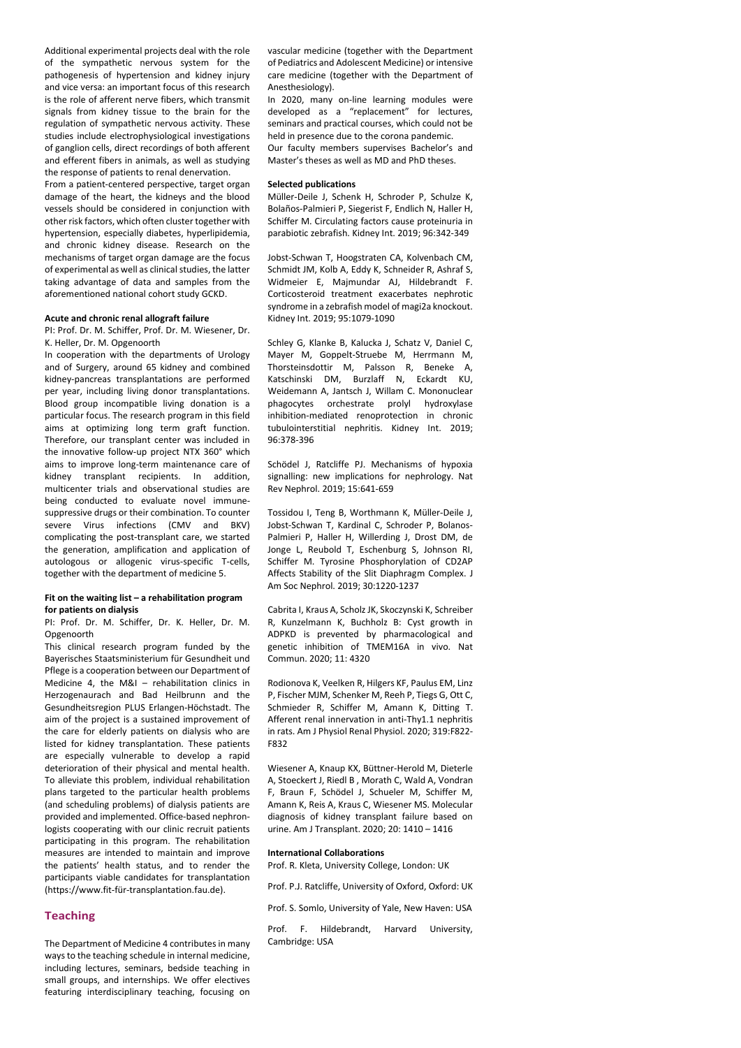Additional experimental projects deal with the role of the sympathetic nervous system for the pathogenesis of hypertension and kidney injury and vice versa: an important focus of this research is the role of afferent nerve fibers, which transmit signals from kidney tissue to the brain for the regulation of sympathetic nervous activity. These studies include electrophysiological investigations of ganglion cells, direct recordings of both afferent and efferent fibers in animals, as well as studying the response of patients to renal denervation.

From a patient-centered perspective, target organ damage of the heart, the kidneys and the blood vessels should be considered in conjunction with other risk factors, which often cluster together with hypertension, especially diabetes, hyperlipidemia, and chronic kidney disease. Research on the mechanisms of target organ damage are the focus of experimental as well as clinical studies, the latter taking advantage of data and samples from the aforementioned national cohort study GCKD.

**Acute and chronic renal allograft failure**

PI: Prof. Dr. M. Schiffer, Prof. Dr. M. Wiesener, Dr. K. Heller, Dr. M. Opgenoorth

In cooperation with the departments of Urology and of Surgery, around 65 kidney and combined kidney-pancreas transplantations are performed per year, including living donor transplantations. Blood group incompatible living donation is a particular focus. The research program in this field aims at optimizing long term graft function. Therefore, our transplant center was included in the innovative follow-up project NTX 360° which aims to improve long-term maintenance care of kidney transplant recipients. In addition, multicenter trials and observational studies are being conducted to evaluate novel immune-suppressive drugs or their combination. To counter severe Virus infections (CMV and BKV) complicating the post-transplant care, we started the generation, amplification and application of autologous or allogenic virus-specific T-cells, together with the department of medicine 5.

**Fit on the waiting list – a rehabilitation program for patients on dialysis**

PI: Prof. Dr. M. Schiffer, Dr. K. Heller, Dr. M. Opgenoorth

This clinical research program funded by the Bayerisches Staatsministerium für Gesundheit und Pflege is a cooperation between our Department of Medicine 4, the M&I – rehabilitation clinics in Herzogenaurach and Bad Heilbrunn and the Gesundheitsregion PLUS Erlangen-Höchstadt. The aim of the project is a sustained improvement of the care for elderly patients on dialysis who are listed for kidney transplantation. These patients are especially vulnerable to develop a rapid deterioration of their physical and mental health. To alleviate this problem, individual rehabilitation plans targeted to the particular health problems (and scheduling problems) of dialysis patients are provided and implemented. Office-based nephron-logists cooperating with our clinic recruit patients participating in this program. The rehabilitation measures are intended to maintain and improve the patients' health status, and to render the participants viable candidates for transplantation (https://www.fit-für-transplantation.fau.de).

## Teaching

The Department of Medicine 4 contributes in many ways to the teaching schedule in internal medicine, including lectures, seminars, bedside teaching in small groups, and internships. We offer electives featuring interdisciplinary teaching, focusing on vascular medicine (together with the Department of Pediatrics and Adolescent Medicine) or intensive care medicine (together with the Department of Anesthesiology).

In 2020, many on-line learning modules were developed as a "replacement" for lectures, seminars and practical courses, which could not be held in presence due to the corona pandemic.

Our faculty members supervises Bachelor's and Master's theses as well as MD and PhD theses.

**Selected publications**

Müller-Deile J, Schenk H, Schroder P, Schulze K, Bolaños-Palmieri P, Siegerist F, Endlich N, Haller H, Schiffer M. Circulating factors cause proteinuria in parabiotic zebrafish. Kidney Int. 2019; 96:342-349

Jobst-Schwan T, Hoogstraten CA, Kolvenbach CM, Schmidt JM, Kolb A, Eddy K, Schneider R, Ashraf S, Widmeier E, Majmundar AJ, Hildebrandt F. Corticosteroid treatment exacerbates nephrotic syndrome in a zebrafish model of magi2a knockout. Kidney Int. 2019; 95:1079-1090

Schley G, Klanke B, Kalucka J, Schatz V, Daniel C, Mayer M, Goppelt-Struebe M, Herrmann M, Thorsteinsdottir M, Palsson R, Beneke A, Katschinski DM, Burzlaff N, Eckardt KU, Weidemann A, Jantsch J, Willam C. Mononuclear phagocytes orchestrate prolyl hydroxylase inhibition-mediated renoprotection in chronic tubulointerstitial nephritis. Kidney Int. 2019; 96:378-396

Schödel J, Ratcliffe PJ. Mechanisms of hypoxia signalling: new implications for nephrology. Nat Rev Nephrol. 2019; 15:641-659

Tossidou I, Teng B, Worthmann K, Müller-Deile J, Jobst-Schwan T, Kardinal C, Schroder P, Bolanos-Palmieri P, Haller H, Willerding J, Drost DM, de Jonge L, Reubold T, Eschenburg S, Johnson RI, Schiffer M. Tyrosine Phosphorylation of CD2AP Affects Stability of the Slit Diaphragm Complex. J Am Soc Nephrol. 2019; 30:1220-1237

Cabrita I, Kraus A, Scholz JK, Skoczynski K, Schreiber R, Kunzelmann K, Buchholz B: Cyst growth in ADPKD is prevented by pharmacological and genetic inhibition of TMEM16A in vivo. Nat Commun. 2020; 11: 4320

Rodionova K, Veelken R, Hilgers KF, Paulus EM, Linz P, Fischer MJM, Schenker M, Reeh P, Tiegs G, Ott C, Schmieder R, Schiffer M, Amann K, Ditting T. Afferent renal innervation in anti-Thy1.1 nephritis in rats. Am J Physiol Renal Physiol. 2020; 319:F822-F832

Wiesener A, Knaup KX, Büttner-Herold M, Dieterle A, Stoeckert J, Riedl B , Morath C, Wald A, Vondran F, Braun F, Schödel J, Schueler M, Schiffer M, Amann K, Reis A, Kraus C, Wiesener MS. Molecular diagnosis of kidney transplant failure based on urine. Am J Transplant. 2020; 20: 1410 – 1416

**International Collaborations**

Prof. R. Kleta, University College, London: UK

Prof. P.J. Ratcliffe, University of Oxford, Oxford: UK

Prof. S. Somlo, University of Yale, New Haven: USA

Prof. F. Hildebrandt, Harvard University, Cambridge: USA